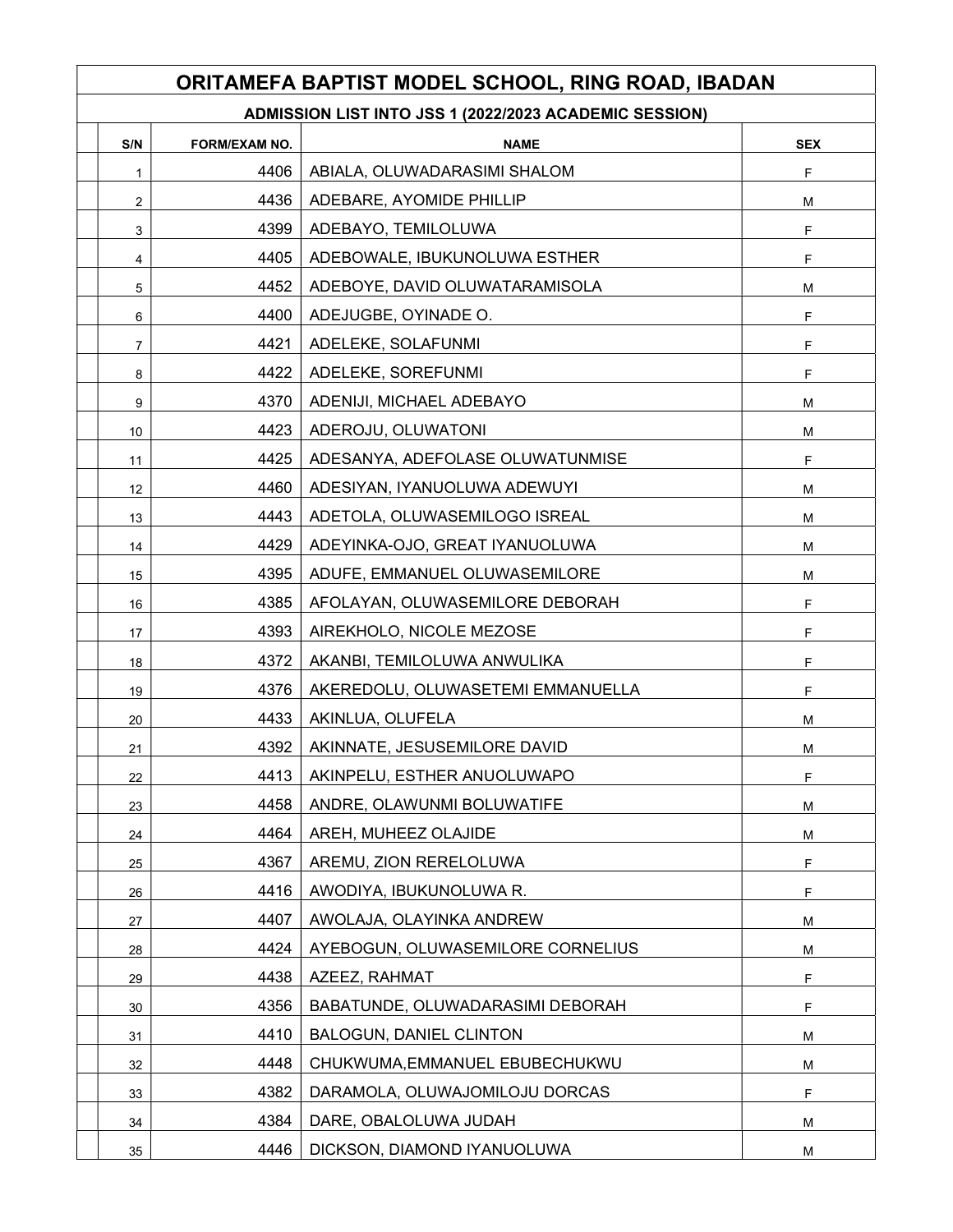# ORITAMEFA BAPTIST MODEL SCHOOL, RING ROAD, IBADAN

## ADMISSION LIST INTO JSS 1 (2022/2023 ACADEMIC SESSION)

| S/N | FORM/EXAM NO. | NAME | SEX |
|---|---|---|---|
| 1 | 4406 | ABIALA, OLUWADARASIMI SHALOM | F |
| 2 | 4436 | ADEBARE, AYOMIDE PHILLIP | M |
| 3 | 4399 | ADEBAYO, TEMILOLUWA | F |
| 4 | 4405 | ADEBOWALE, IBUKUNOLUWA ESTHER | F |
| 5 | 4452 | ADEBOYE, DAVID OLUWATARAMISOLA | M |
| 6 | 4400 | ADEJUGBE, OYINADE O. | F |
| 7 | 4421 | ADELEKE, SOLAFUNMI | F |
| 8 | 4422 | ADELEKE, SOREFUNMI | F |
| 9 | 4370 | ADENIJI, MICHAEL ADEBAYO | M |
| 10 | 4423 | ADEROJU, OLUWATONI | M |
| 11 | 4425 | ADESANYA, ADEFOLASE OLUWATUNMISE | F |
| 12 | 4460 | ADESIYAN, IYANUOLUWA ADEWUYI | M |
| 13 | 4443 | ADETOLA, OLUWASEMILOGO ISREAL | M |
| 14 | 4429 | ADEYINKA-OJO, GREAT IYANUOLUWA | M |
| 15 | 4395 | ADUFE, EMMANUEL OLUWASEMILORE | M |
| 16 | 4385 | AFOLAYAN, OLUWASEMILORE DEBORAH | F |
| 17 | 4393 | AIREKHOLO, NICOLE MEZOSE | F |
| 18 | 4372 | AKANBI, TEMILOLUWA ANWULIKA | F |
| 19 | 4376 | AKEREDOLU, OLUWASETEMI EMMANUELLA | F |
| 20 | 4433 | AKINLUA, OLUFELA | M |
| 21 | 4392 | AKINNATE, JESUSEMILORE DAVID | M |
| 22 | 4413 | AKINPELU, ESTHER ANUOLUWAPO | F |
| 23 | 4458 | ANDRE, OLAWUNMI BOLUWATIFE | M |
| 24 | 4464 | AREH, MUHEEZ OLAJIDE | M |
| 25 | 4367 | AREMU, ZION RERELOLUWA | F |
| 26 | 4416 | AWODIYA, IBUKUNOLUWA R. | F |
| 27 | 4407 | AWOLAJA, OLAYINKA ANDREW | M |
| 28 | 4424 | AYEBOGUN, OLUWASEMILORE CORNELIUS | M |
| 29 | 4438 | AZEEZ, RAHMAT | F |
| 30 | 4356 | BABATUNDE, OLUWADARASIMI DEBORAH | F |
| 31 | 4410 | BALOGUN, DANIEL CLINTON | M |
| 32 | 4448 | CHUKWUMA,EMMANUEL EBUBECHUKWU | M |
| 33 | 4382 | DARAMOLA, OLUWAJOMILOJU DORCAS | F |
| 34 | 4384 | DARE, OBALOLUWA JUDAH | M |
| 35 | 4446 | DICKSON, DIAMOND IYANUOLUWA | M |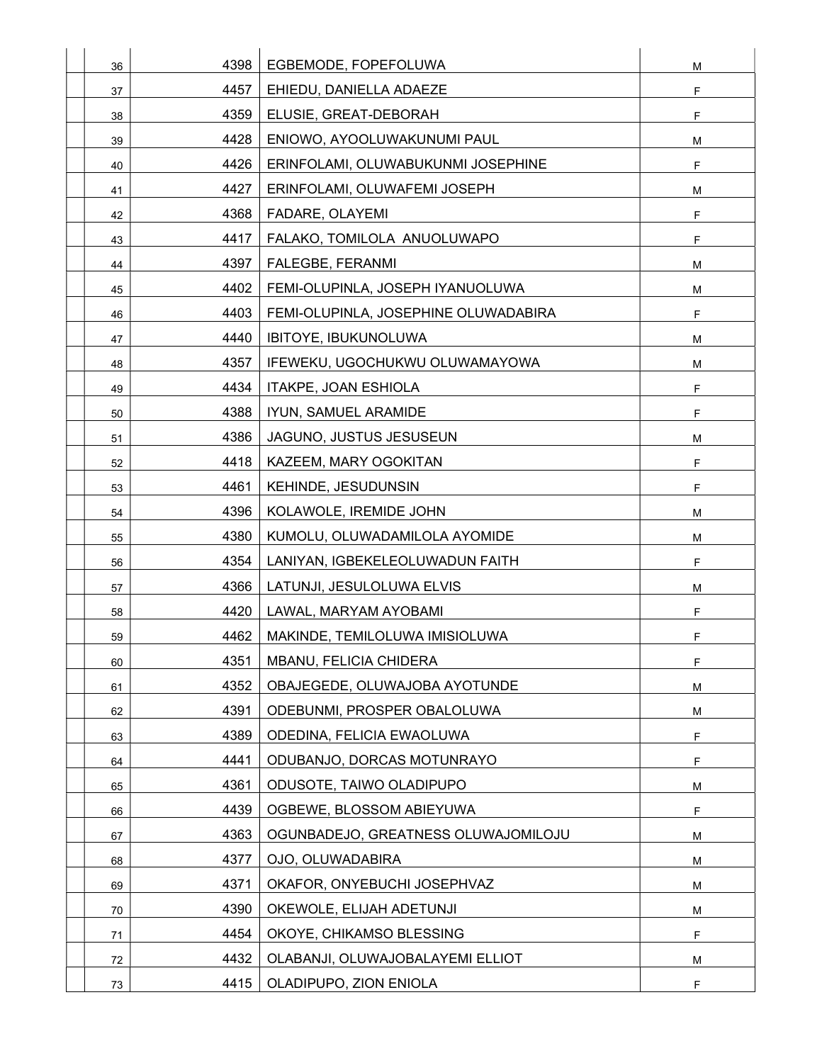| | | | | |
|---|---|---|---|---|
| | 36 | 4398 | EGBEMODE, FOPEFOLUWA | M |
| | 37 | 4457 | EHIEDU, DANIELLA ADAEZE | F |
| | 38 | 4359 | ELUSIE, GREAT-DEBORAH | F |
| | 39 | 4428 | ENIOWO, AYOOLUWAKUNUMI PAUL | M |
| | 40 | 4426 | ERINFOLAMI, OLUWABUKUNMI JOSEPHINE | F |
| | 41 | 4427 | ERINFOLAMI, OLUWAFEMI JOSEPH | M |
| | 42 | 4368 | FADARE, OLAYEMI | F |
| | 43 | 4417 | FALAKO, TOMILOLA  ANUOLUWAPO | F |
| | 44 | 4397 | FALEGBE, FERANMI | M |
| | 45 | 4402 | FEMI-OLUPINLA, JOSEPH IYANUOLUWA | M |
| | 46 | 4403 | FEMI-OLUPINLA, JOSEPHINE OLUWADABIRA | F |
| | 47 | 4440 | IBITOYE, IBUKUNOLUWA | M |
| | 48 | 4357 | IFEWEKU, UGOCHUKWU OLUWAMAYOWA | M |
| | 49 | 4434 | ITAKPE, JOAN ESHIOLA | F |
| | 50 | 4388 | IYUN, SAMUEL ARAMIDE | F |
| | 51 | 4386 | JAGUNO, JUSTUS JESUSEUN | M |
| | 52 | 4418 | KAZEEM, MARY OGOKITAN | F |
| | 53 | 4461 | KEHINDE, JESUDUNSIN | F |
| | 54 | 4396 | KOLAWOLE, IREMIDE JOHN | M |
| | 55 | 4380 | KUMOLU, OLUWADAMILOLA AYOMIDE | M |
| | 56 | 4354 | LANIYAN, IGBEKELEOLUWADUN FAITH | F |
| | 57 | 4366 | LATUNJI, JESULOLUWA ELVIS | M |
| | 58 | 4420 | LAWAL, MARYAM AYOBAMI | F |
| | 59 | 4462 | MAKINDE, TEMILOLUWA IMISIOLUWA | F |
| | 60 | 4351 | MBANU, FELICIA CHIDERA | F |
| | 61 | 4352 | OBAJEGEDE, OLUWAJOBA AYOTUNDE | M |
| | 62 | 4391 | ODEBUNMI, PROSPER OBALOLUWA | M |
| | 63 | 4389 | ODEDINA, FELICIA EWAOLUWA | F |
| | 64 | 4441 | ODUBANJO, DORCAS MOTUNRAYO | F |
| | 65 | 4361 | ODUSOTE, TAIWO OLADIPUPO | M |
| | 66 | 4439 | OGBEWE, BLOSSOM ABIEYUWA | F |
| | 67 | 4363 | OGUNBADEJO, GREATNESS OLUWAJOMILOJU | M |
| | 68 | 4377 | OJO, OLUWADABIRA | M |
| | 69 | 4371 | OKAFOR, ONYEBUCHI JOSEPHVAZ | M |
| | 70 | 4390 | OKEWOLE, ELIJAH ADETUNJI | M |
| | 71 | 4454 | OKOYE, CHIKAMSO BLESSING | F |
| | 72 | 4432 | OLABANJI, OLUWAJOBALAYEMI ELLIOT | M |
| | 73 | 4415 | OLADIPUPO, ZION ENIOLA | F |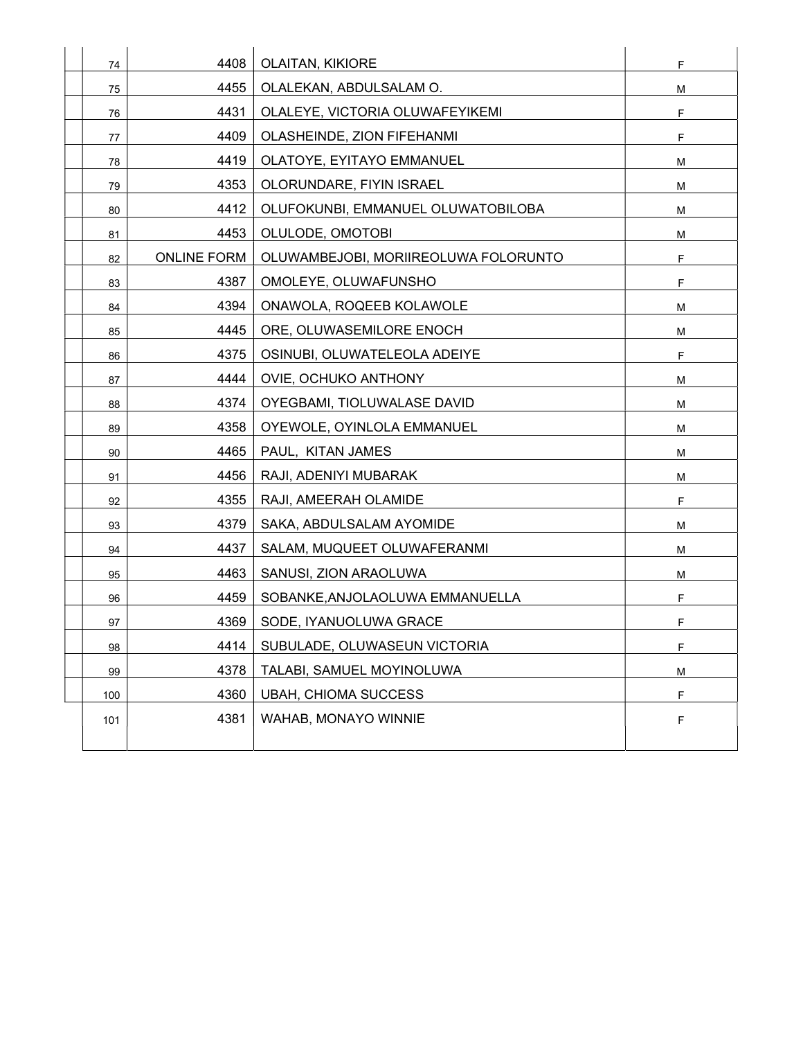| | | | |
|---|---|---|---|
| 74 | 4408 | OLAITAN, KIKIORE | F |
| 75 | 4455 | OLALEKAN, ABDULSALAM O. | M |
| 76 | 4431 | OLALEYE, VICTORIA OLUWAFEYIKEMI | F |
| 77 | 4409 | OLASHEINDE, ZION FIFEHANMI | F |
| 78 | 4419 | OLATOYE, EYITAYO EMMANUEL | M |
| 79 | 4353 | OLORUNDARE, FIYIN ISRAEL | M |
| 80 | 4412 | OLUFOKUNBI, EMMANUEL OLUWATOBILOBA | M |
| 81 | 4453 | OLULODE, OMOTOBI | M |
| 82 | ONLINE FORM | OLUWAMBEJOBI, MORIIREOLUWA FOLORUNTO | F |
| 83 | 4387 | OMOLEYE, OLUWAFUNSHO | F |
| 84 | 4394 | ONAWOLA, ROQEEB KOLAWOLE | M |
| 85 | 4445 | ORE, OLUWASEMILORE ENOCH | M |
| 86 | 4375 | OSINUBI, OLUWATELEOLA ADEIYE | F |
| 87 | 4444 | OVIE, OCHUKO ANTHONY | M |
| 88 | 4374 | OYEGBAMI, TIOLUWALASE DAVID | M |
| 89 | 4358 | OYEWOLE, OYINLOLA EMMANUEL | M |
| 90 | 4465 | PAUL, KITAN JAMES | M |
| 91 | 4456 | RAJI, ADENIYI MUBARAK | M |
| 92 | 4355 | RAJI, AMEERAH OLAMIDE | F |
| 93 | 4379 | SAKA, ABDULSALAM AYOMIDE | M |
| 94 | 4437 | SALAM, MUQUEET OLUWAFERANMI | M |
| 95 | 4463 | SANUSI, ZION ARAOLUWA | M |
| 96 | 4459 | SOBANKE,ANJOLAOLUWA EMMANUELLA | F |
| 97 | 4369 | SODE, IYANUOLUWA GRACE | F |
| 98 | 4414 | SUBULADE, OLUWASEUN VICTORIA | F |
| 99 | 4378 | TALABI, SAMUEL MOYINOLUWA | M |
| 100 | 4360 | UBAH, CHIOMA SUCCESS | F |
| 101 | 4381 | WAHAB, MONAYO WINNIE | F |